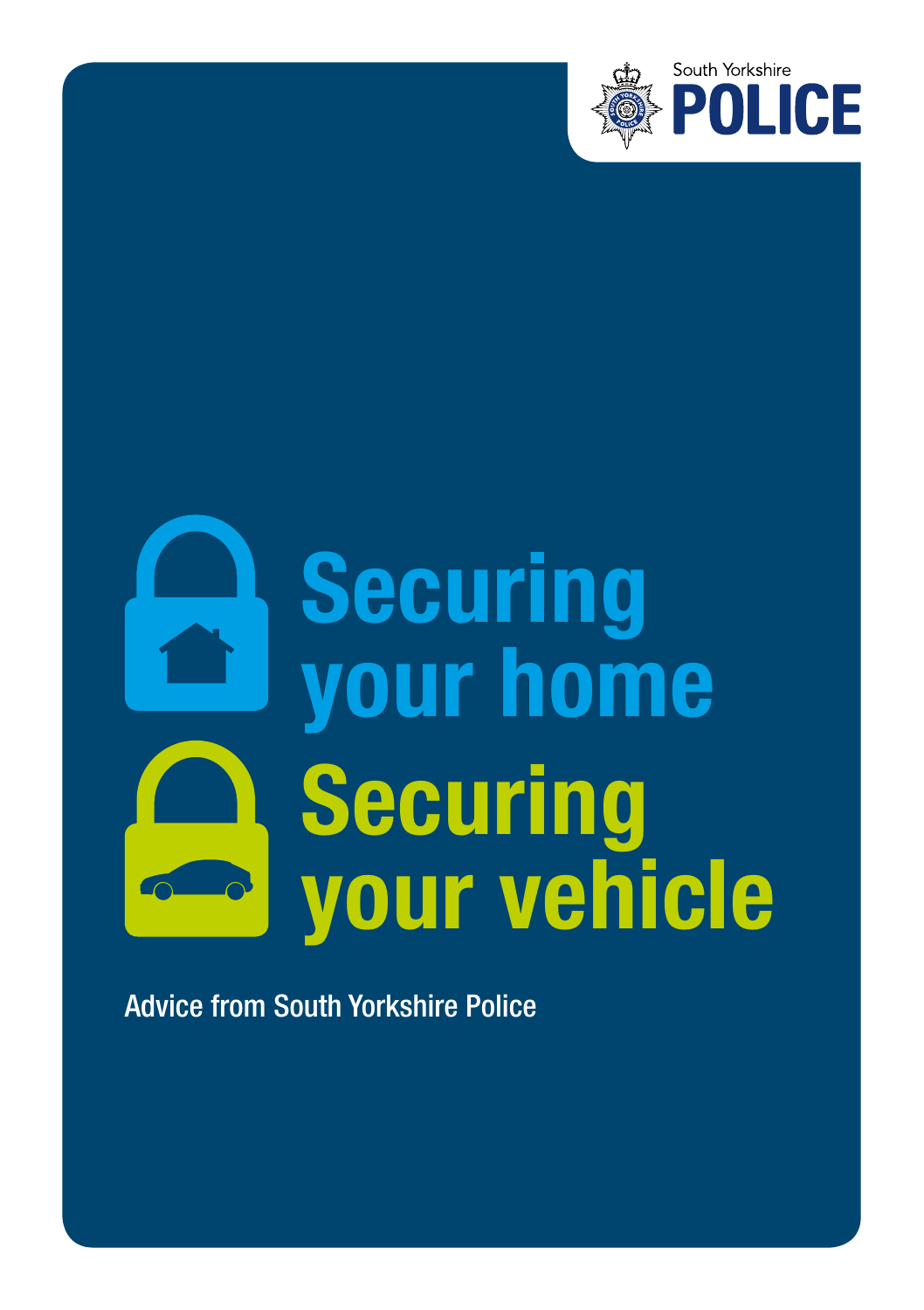South Yorkshire

POLICE

# Securing your home

# Securing your vehicle

Advice from South Yorkshire Police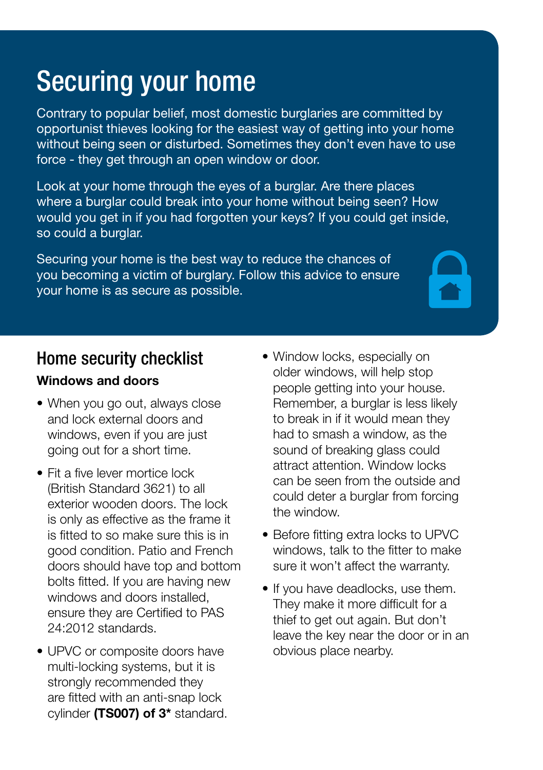# Securing your home

Contrary to popular belief, most domestic burglaries are committed by opportunist thieves looking for the easiest way of getting into your home without being seen or disturbed. Sometimes they don't even have to use force - they get through an open window or door.

Look at your home through the eyes of a burglar. Are there places where a burglar could break into your home without being seen? How would you get in if you had forgotten your keys? If you could get inside, so could a burglar.

Securing your home is the best way to reduce the chances of you becoming a victim of burglary. Follow this advice to ensure your home is as secure as possible.

## Home security checklist

**Windows and doors**

- When you go out, always close and lock external doors and windows, even if you are just going out for a short time.
- Fit a five lever mortice lock (British Standard 3621) to all exterior wooden doors. The lock is only as effective as the frame it is fitted to so make sure this is in good condition. Patio and French doors should have top and bottom bolts fitted. If you are having new windows and doors installed, ensure they are Certified to PAS 24:2012 standards.
- UPVC or composite doors have multi-locking systems, but it is strongly recommended they are fitted with an anti-snap lock cylinder **(TS007) of 3*** standard.
- Window locks, especially on older windows, will help stop people getting into your house. Remember, a burglar is less likely to break in if it would mean they had to smash a window, as the sound of breaking glass could attract attention. Window locks can be seen from the outside and could deter a burglar from forcing the window.
- Before fitting extra locks to UPVC windows, talk to the fitter to make sure it won't affect the warranty.
- If you have deadlocks, use them. They make it more difficult for a thief to get out again. But don't leave the key near the door or in an obvious place nearby.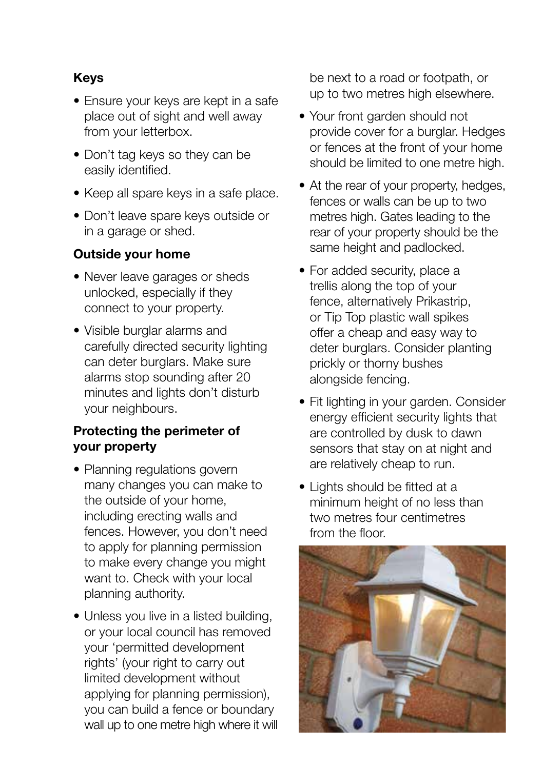### Keys

- Ensure your keys are kept in a safe place out of sight and well away from your letterbox.
- Don't tag keys so they can be easily identified.
- Keep all spare keys in a safe place.
- Don't leave spare keys outside or in a garage or shed.

### Outside your home

- Never leave garages or sheds unlocked, especially if they connect to your property.
- Visible burglar alarms and carefully directed security lighting can deter burglars. Make sure alarms stop sounding after 20 minutes and lights don't disturb your neighbours.

### Protecting the perimeter of your property

- Planning regulations govern many changes you can make to the outside of your home, including erecting walls and fences. However, you don't need to apply for planning permission to make every change you might want to. Check with your local planning authority.
- Unless you live in a listed building, or your local council has removed your 'permitted development rights' (your right to carry out limited development without applying for planning permission), you can build a fence or boundary wall up to one metre high where it will be next to a road or footpath, or up to two metres high elsewhere.
- Your front garden should not provide cover for a burglar. Hedges or fences at the front of your home should be limited to one metre high.
- At the rear of your property, hedges, fences or walls can be up to two metres high. Gates leading to the rear of your property should be the same height and padlocked.
- For added security, place a trellis along the top of your fence, alternatively Prikastrip, or Tip Top plastic wall spikes offer a cheap and easy way to deter burglars. Consider planting prickly or thorny bushes alongside fencing.
- Fit lighting in your garden. Consider energy efficient security lights that are controlled by dusk to dawn sensors that stay on at night and are relatively cheap to run.
- Lights should be fitted at a minimum height of no less than two metres four centimetres from the floor.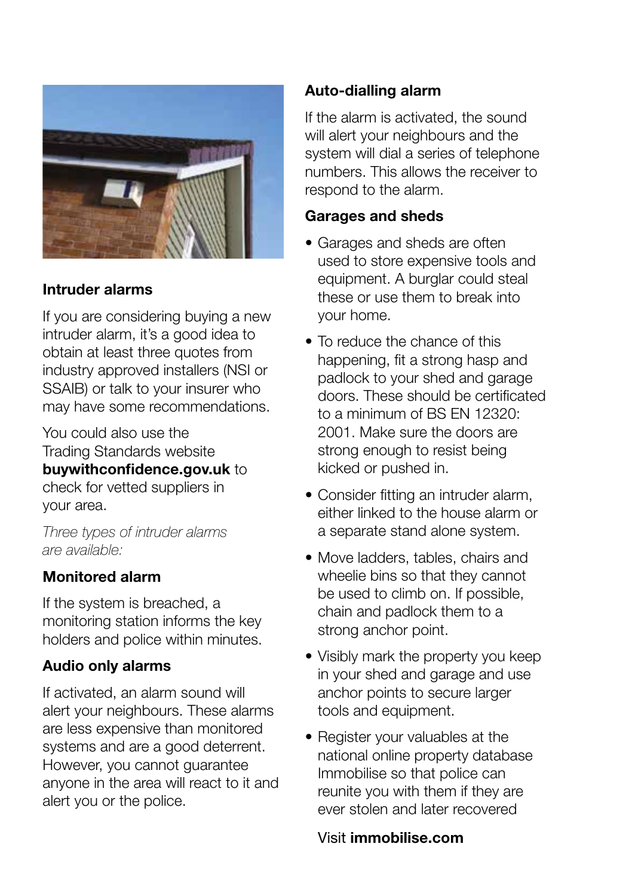## Intruder alarms

If you are considering buying a new intruder alarm, it's a good idea to obtain at least three quotes from industry approved installers (NSI or SSAIB) or talk to your insurer who may have some recommendations.

You could also use the Trading Standards website **buywithconfidence.gov.uk** to check for vetted suppliers in your area.

*Three types of intruder alarms are available:*

### Monitored alarm

If the system is breached, a monitoring station informs the key holders and police within minutes.

### Audio only alarms

If activated, an alarm sound will alert your neighbours. These alarms are less expensive than monitored systems and are a good deterrent. However, you cannot guarantee anyone in the area will react to it and alert you or the police.

### Auto-dialling alarm

If the alarm is activated, the sound will alert your neighbours and the system will dial a series of telephone numbers. This allows the receiver to respond to the alarm.

## Garages and sheds

- Garages and sheds are often used to store expensive tools and equipment. A burglar could steal these or use them to break into your home.
- To reduce the chance of this happening, fit a strong hasp and padlock to your shed and garage doors. These should be certificated to a minimum of BS EN 12320: 2001. Make sure the doors are strong enough to resist being kicked or pushed in.
- Consider fitting an intruder alarm, either linked to the house alarm or a separate stand alone system.
- Move ladders, tables, chairs and wheelie bins so that they cannot be used to climb on. If possible, chain and padlock them to a strong anchor point.
- Visibly mark the property you keep in your shed and garage and use anchor points to secure larger tools and equipment.
- Register your valuables at the national online property database Immobilise so that police can reunite you with them if they are ever stolen and later recovered

  Visit **immobilise.com**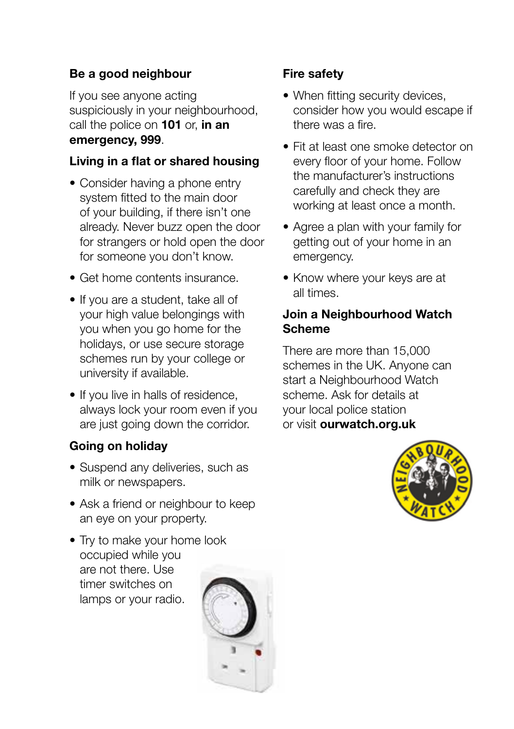## Be a good neighbour

If you see anyone acting suspiciously in your neighbourhood, call the police on **101** or, **in an emergency, 999**.

## Living in a flat or shared housing

- Consider having a phone entry system fitted to the main door of your building, if there isn't one already. Never buzz open the door for strangers or hold open the door for someone you don't know.
- Get home contents insurance.
- If you are a student, take all of your high value belongings with you when you go home for the holidays, or use secure storage schemes run by your college or university if available.
- If you live in halls of residence, always lock your room even if you are just going down the corridor.

## Going on holiday

- Suspend any deliveries, such as milk or newspapers.
- Ask a friend or neighbour to keep an eye on your property.
- Try to make your home look occupied while you are not there. Use timer switches on lamps or your radio.

## Fire safety

- When fitting security devices, consider how you would escape if there was a fire.
- Fit at least one smoke detector on every floor of your home. Follow the manufacturer's instructions carefully and check they are working at least once a month.
- Agree a plan with your family for getting out of your home in an emergency.
- Know where your keys are at all times.

## Join a Neighbourhood Watch Scheme

There are more than 15,000 schemes in the UK. Anyone can start a Neighbourhood Watch scheme. Ask for details at your local police station or visit **ourwatch.org.uk**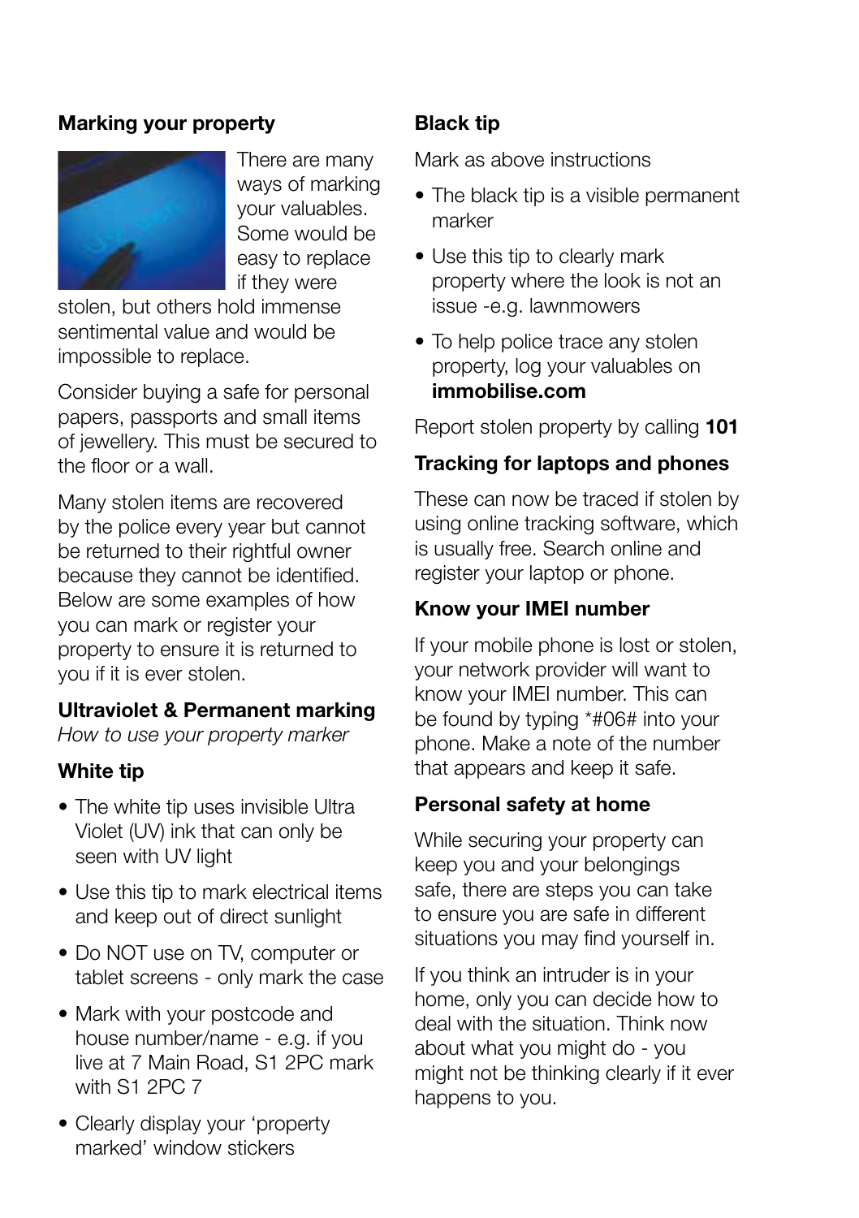## Marking your property

There are many ways of marking your valuables. Some would be easy to replace if they were stolen, but others hold immense sentimental value and would be impossible to replace.

Consider buying a safe for personal papers, passports and small items of jewellery. This must be secured to the floor or a wall.

Many stolen items are recovered by the police every year but cannot be returned to their rightful owner because they cannot be identified. Below are some examples of how you can mark or register your property to ensure it is returned to you if it is ever stolen.

### Ultraviolet & Permanent marking

*How to use your property marker*

### White tip

- The white tip uses invisible Ultra Violet (UV) ink that can only be seen with UV light
- Use this tip to mark electrical items and keep out of direct sunlight
- Do NOT use on TV, computer or tablet screens - only mark the case
- Mark with your postcode and house number/name - e.g. if you live at 7 Main Road, S1 2PC mark with S1 2PC 7
- Clearly display your 'property marked' window stickers

### Black tip

Mark as above instructions

- The black tip is a visible permanent marker
- Use this tip to clearly mark property where the look is not an issue -e.g. lawnmowers
- To help police trace any stolen property, log your valuables on **immobilise.com**

Report stolen property by calling **101**

### Tracking for laptops and phones

These can now be traced if stolen by using online tracking software, which is usually free. Search online and register your laptop or phone.

### Know your IMEI number

If your mobile phone is lost or stolen, your network provider will want to know your IMEI number. This can be found by typing *#06# into your phone. Make a note of the number that appears and keep it safe.

### Personal safety at home

While securing your property can keep you and your belongings safe, there are steps you can take to ensure you are safe in different situations you may find yourself in.

If you think an intruder is in your home, only you can decide how to deal with the situation. Think now about what you might do - you might not be thinking clearly if it ever happens to you.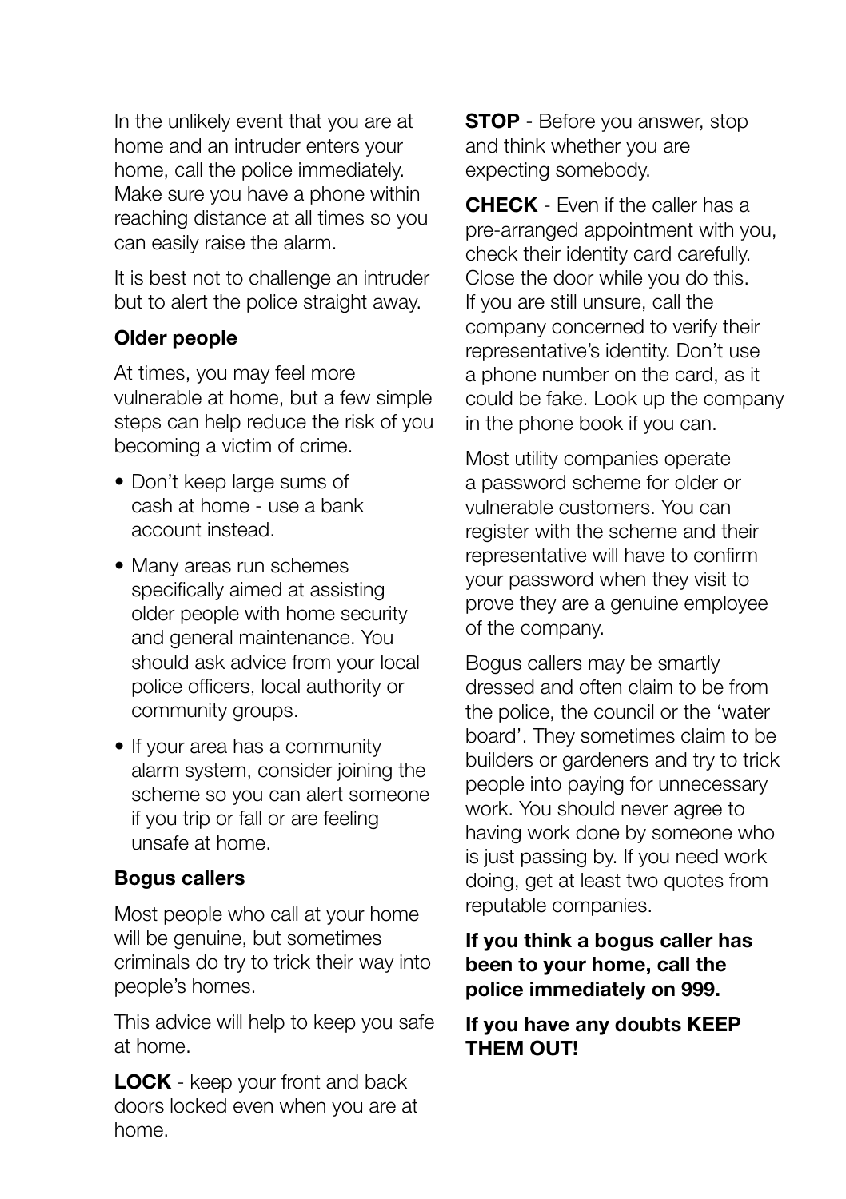In the unlikely event that you are at home and an intruder enters your home, call the police immediately. Make sure you have a phone within reaching distance at all times so you can easily raise the alarm.

It is best not to challenge an intruder but to alert the police straight away.

### Older people

At times, you may feel more vulnerable at home, but a few simple steps can help reduce the risk of you becoming a victim of crime.

- Don't keep large sums of cash at home - use a bank account instead.
- Many areas run schemes specifically aimed at assisting older people with home security and general maintenance. You should ask advice from your local police officers, local authority or community groups.
- If your area has a community alarm system, consider joining the scheme so you can alert someone if you trip or fall or are feeling unsafe at home.

### Bogus callers

Most people who call at your home will be genuine, but sometimes criminals do try to trick their way into people's homes.

This advice will help to keep you safe at home.

**LOCK** - keep your front and back doors locked even when you are at home.

**STOP** - Before you answer, stop and think whether you are expecting somebody.

**CHECK** - Even if the caller has a pre-arranged appointment with you, check their identity card carefully. Close the door while you do this. If you are still unsure, call the company concerned to verify their representative's identity. Don't use a phone number on the card, as it could be fake. Look up the company in the phone book if you can.

Most utility companies operate a password scheme for older or vulnerable customers. You can register with the scheme and their representative will have to confirm your password when they visit to prove they are a genuine employee of the company.

Bogus callers may be smartly dressed and often claim to be from the police, the council or the 'water board'. They sometimes claim to be builders or gardeners and try to trick people into paying for unnecessary work. You should never agree to having work done by someone who is just passing by. If you need work doing, get at least two quotes from reputable companies.

**If you think a bogus caller has been to your home, call the police immediately on 999.**

**If you have any doubts KEEP THEM OUT!**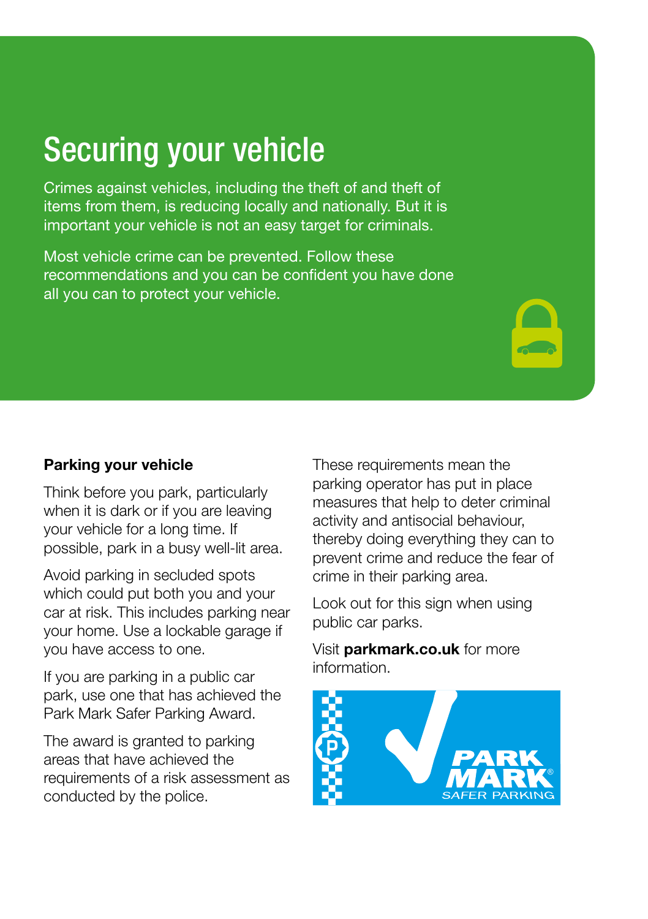# Securing your vehicle

Crimes against vehicles, including the theft of and theft of items from them, is reducing locally and nationally. But it is important your vehicle is not an easy target for criminals.

Most vehicle crime can be prevented. Follow these recommendations and you can be confident you have done all you can to protect your vehicle.

**Parking your vehicle**

Think before you park, particularly when it is dark or if you are leaving your vehicle for a long time. If possible, park in a busy well-lit area.

Avoid parking in secluded spots which could put both you and your car at risk. This includes parking near your home. Use a lockable garage if you have access to one.

If you are parking in a public car park, use one that has achieved the Park Mark Safer Parking Award.

The award is granted to parking areas that have achieved the requirements of a risk assessment as conducted by the police.

These requirements mean the parking operator has put in place measures that help to deter criminal activity and antisocial behaviour, thereby doing everything they can to prevent crime and reduce the fear of crime in their parking area.

Look out for this sign when using public car parks.

Visit **parkmark.co.uk** for more information.

PARK MARK® SAFER PARKING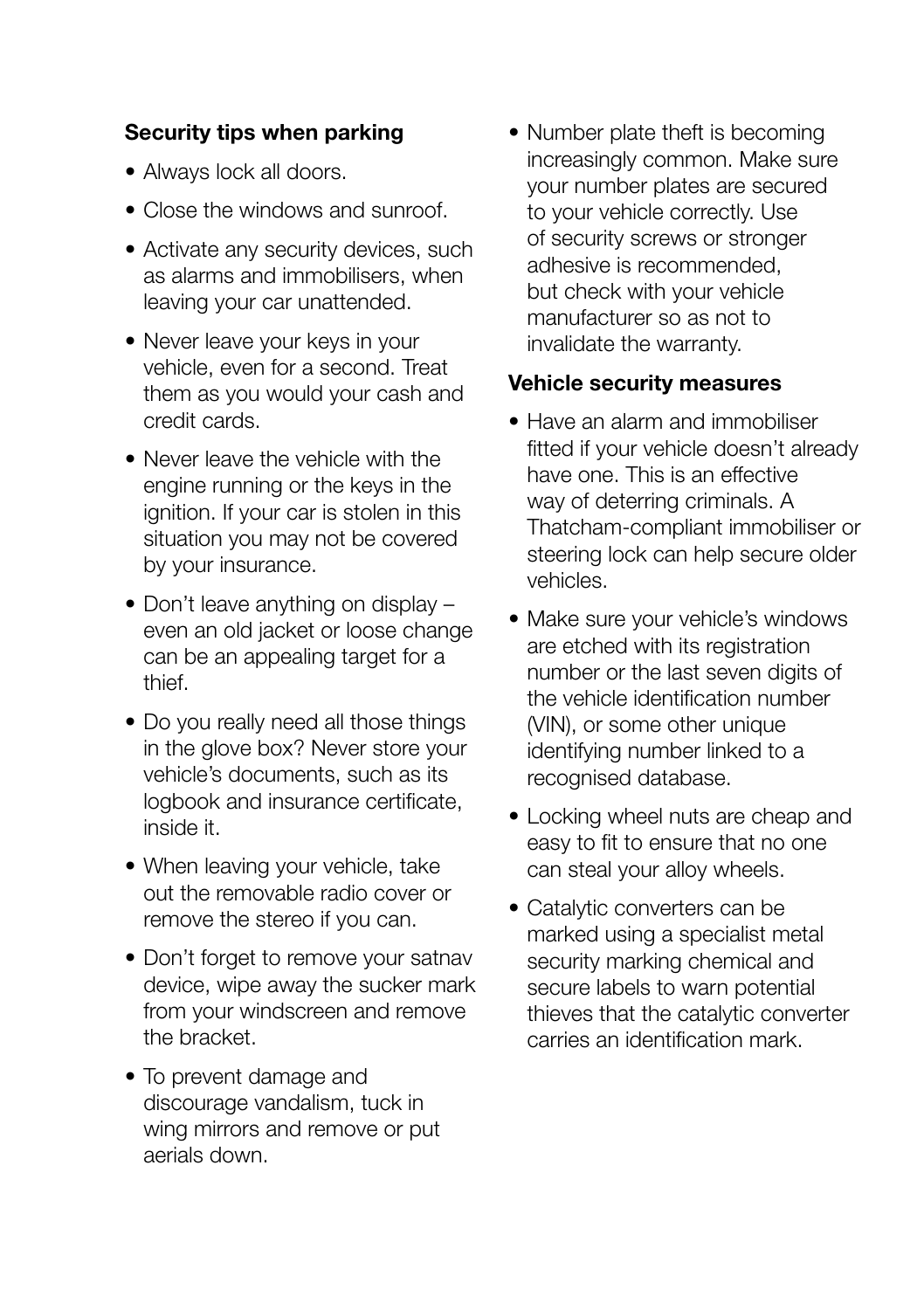### Security tips when parking

- Always lock all doors.
- Close the windows and sunroof.
- Activate any security devices, such as alarms and immobilisers, when leaving your car unattended.
- Never leave your keys in your vehicle, even for a second. Treat them as you would your cash and credit cards.
- Never leave the vehicle with the engine running or the keys in the ignition. If your car is stolen in this situation you may not be covered by your insurance.
- Don't leave anything on display – even an old jacket or loose change can be an appealing target for a thief.
- Do you really need all those things in the glove box? Never store your vehicle's documents, such as its logbook and insurance certificate, inside it.
- When leaving your vehicle, take out the removable radio cover or remove the stereo if you can.
- Don't forget to remove your satnav device, wipe away the sucker mark from your windscreen and remove the bracket.
- To prevent damage and discourage vandalism, tuck in wing mirrors and remove or put aerials down.
- Number plate theft is becoming increasingly common. Make sure your number plates are secured to your vehicle correctly. Use of security screws or stronger adhesive is recommended, but check with your vehicle manufacturer so as not to invalidate the warranty.

### Vehicle security measures

- Have an alarm and immobiliser fitted if your vehicle doesn't already have one. This is an effective way of deterring criminals. A Thatcham-compliant immobiliser or steering lock can help secure older vehicles.
- Make sure your vehicle's windows are etched with its registration number or the last seven digits of the vehicle identification number (VIN), or some other unique identifying number linked to a recognised database.
- Locking wheel nuts are cheap and easy to fit to ensure that no one can steal your alloy wheels.
- Catalytic converters can be marked using a specialist metal security marking chemical and secure labels to warn potential thieves that the catalytic converter carries an identification mark.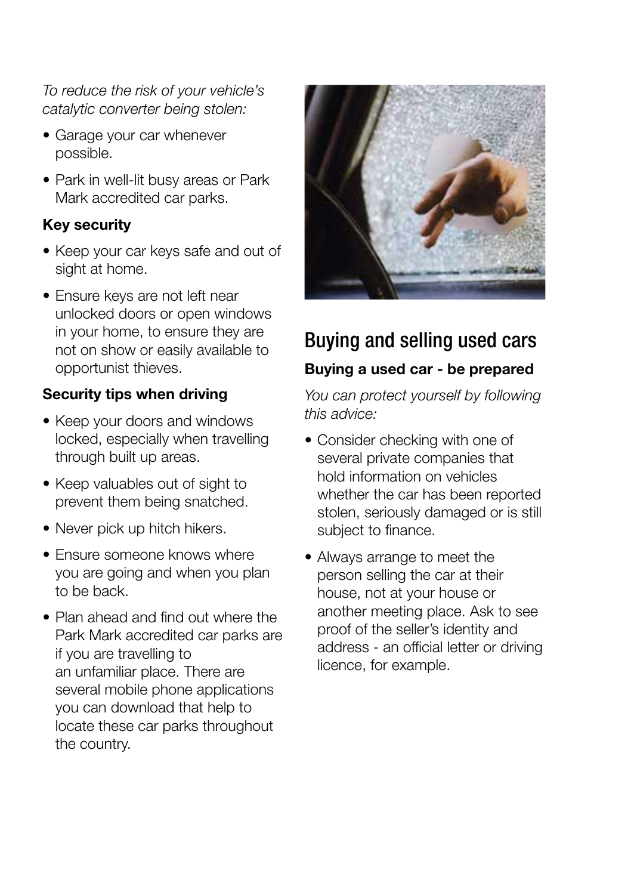*To reduce the risk of your vehicle's catalytic converter being stolen:*

- Garage your car whenever possible.
- Park in well-lit busy areas or Park Mark accredited car parks.

**Key security**

- Keep your car keys safe and out of sight at home.
- Ensure keys are not left near unlocked doors or open windows in your home, to ensure they are not on show or easily available to opportunist thieves.

**Security tips when driving**

- Keep your doors and windows locked, especially when travelling through built up areas.
- Keep valuables out of sight to prevent them being snatched.
- Never pick up hitch hikers.
- Ensure someone knows where you are going and when you plan to be back.
- Plan ahead and find out where the Park Mark accredited car parks are if you are travelling to an unfamiliar place. There are several mobile phone applications you can download that help to locate these car parks throughout the country.

## Buying and selling used cars

**Buying a used car - be prepared**

*You can protect yourself by following this advice:*

- Consider checking with one of several private companies that hold information on vehicles whether the car has been reported stolen, seriously damaged or is still subject to finance.
- Always arrange to meet the person selling the car at their house, not at your house or another meeting place. Ask to see proof of the seller's identity and address - an official letter or driving licence, for example.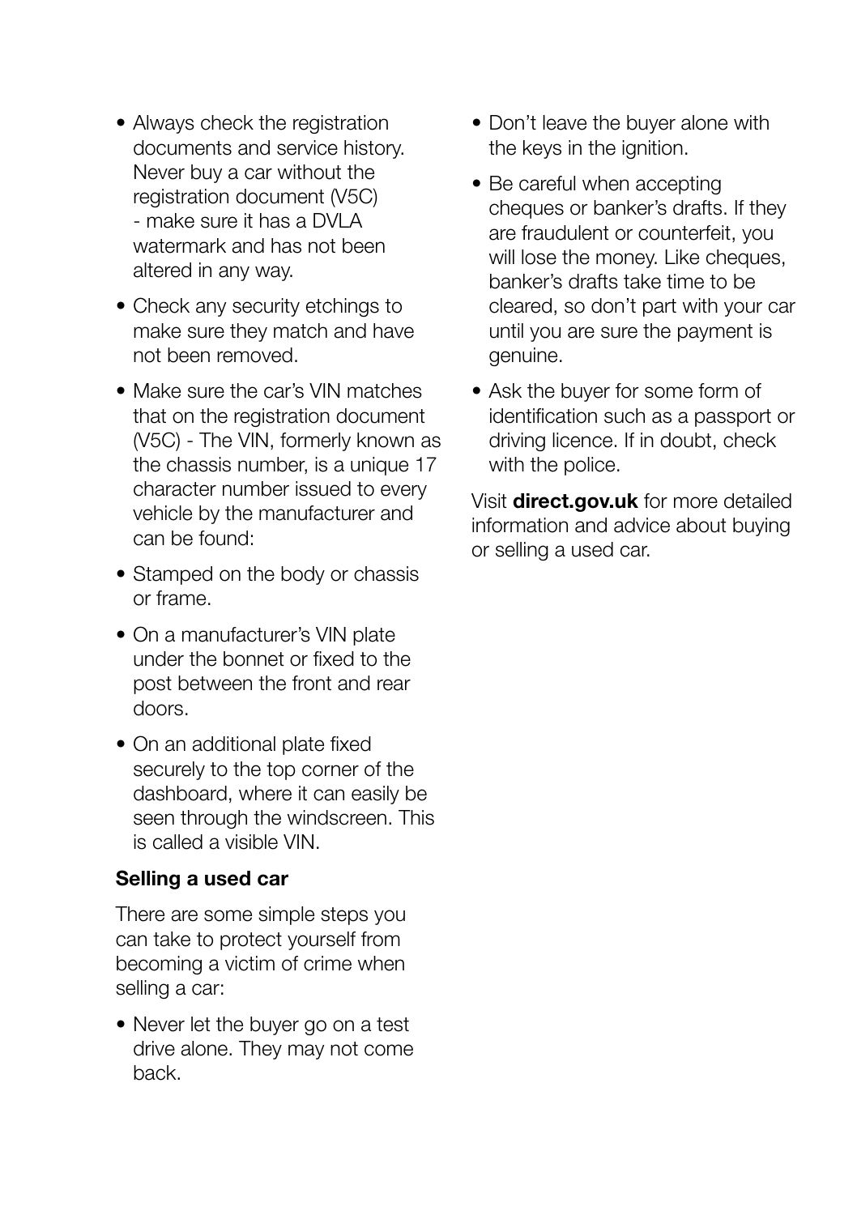- Always check the registration documents and service history. Never buy a car without the registration document (V5C) - make sure it has a DVLA watermark and has not been altered in any way.
- Check any security etchings to make sure they match and have not been removed.
- Make sure the car's VIN matches that on the registration document (V5C) - The VIN, formerly known as the chassis number, is a unique 17 character number issued to every vehicle by the manufacturer and can be found:
- Stamped on the body or chassis or frame.
- On a manufacturer's VIN plate under the bonnet or fixed to the post between the front and rear doors.
- On an additional plate fixed securely to the top corner of the dashboard, where it can easily be seen through the windscreen. This is called a visible VIN.

### Selling a used car

There are some simple steps you can take to protect yourself from becoming a victim of crime when selling a car:

- Never let the buyer go on a test drive alone. They may not come back.
- Don't leave the buyer alone with the keys in the ignition.
- Be careful when accepting cheques or banker's drafts. If they are fraudulent or counterfeit, you will lose the money. Like cheques, banker's drafts take time to be cleared, so don't part with your car until you are sure the payment is genuine.
- Ask the buyer for some form of identification such as a passport or driving licence. If in doubt, check with the police.

Visit **direct.gov.uk** for more detailed information and advice about buying or selling a used car.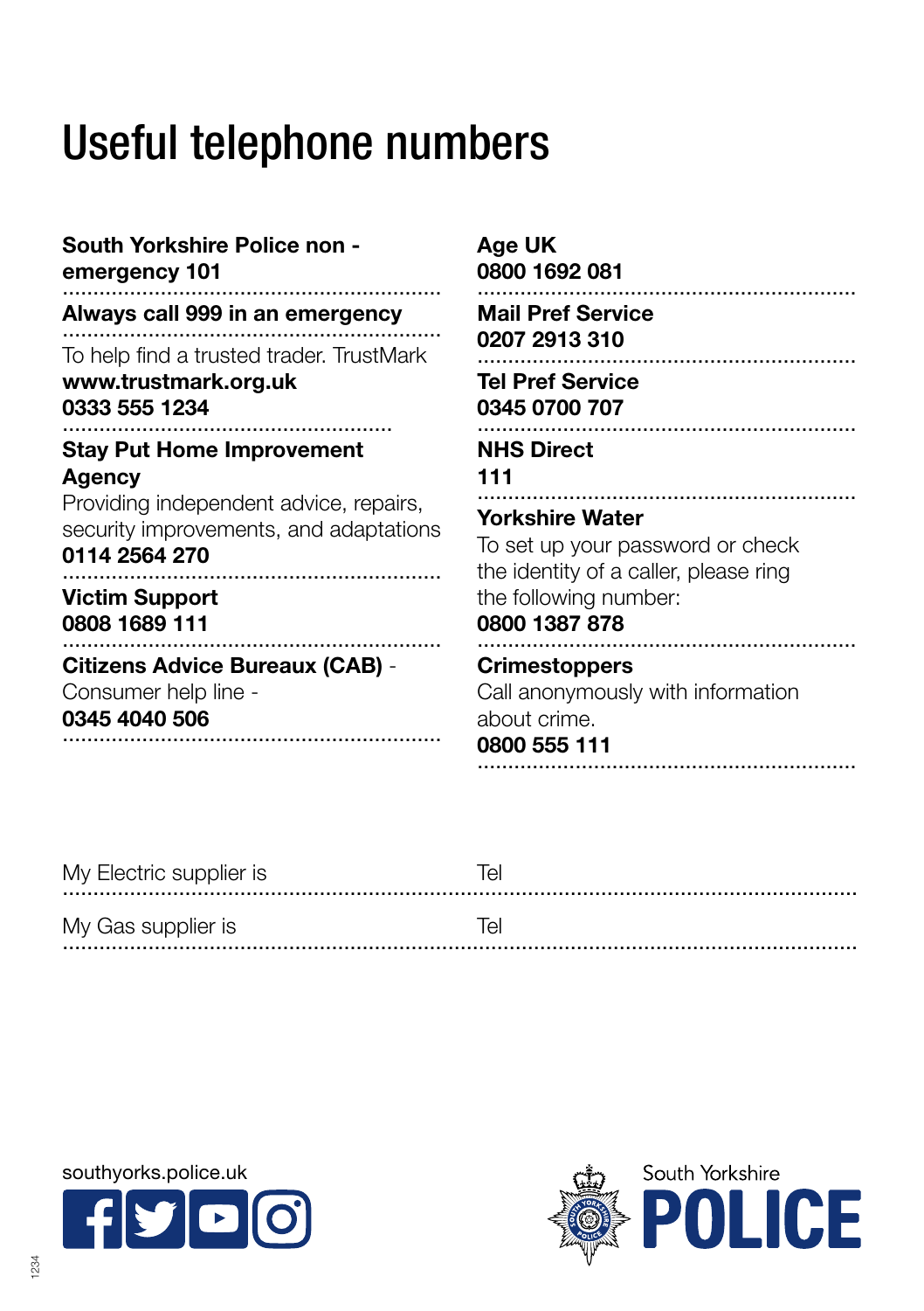# Useful telephone numbers

**South Yorkshire Police non - emergency 101**

**Always call 999 in an emergency**

To help find a trusted trader. TrustMark
**www.trustmark.org.uk**
**0333 555 1234**

**Stay Put Home Improvement Agency**
Providing independent advice, repairs, security improvements, and adaptations
**0114 2564 270**

**Victim Support**
**0808 1689 111**

**Citizens Advice Bureaux (CAB)** - Consumer help line -
**0345 4040 506**

**Age UK**
**0800 1692 081**

**Mail Pref Service**
**0207 2913 310**

**Tel Pref Service**
**0345 0700 707**

**NHS Direct**
**111**

**Yorkshire Water**
To set up your password or check the identity of a caller, please ring the following number:
**0800 1387 878**

**Crimestoppers**
Call anonymously with information about crime.
**0800 555 111**

| | |
|---|---|
| My Electric supplier is | Tel |
| My Gas supplier is | Tel |

southyorks.police.uk

South Yorkshire POLICE

1234